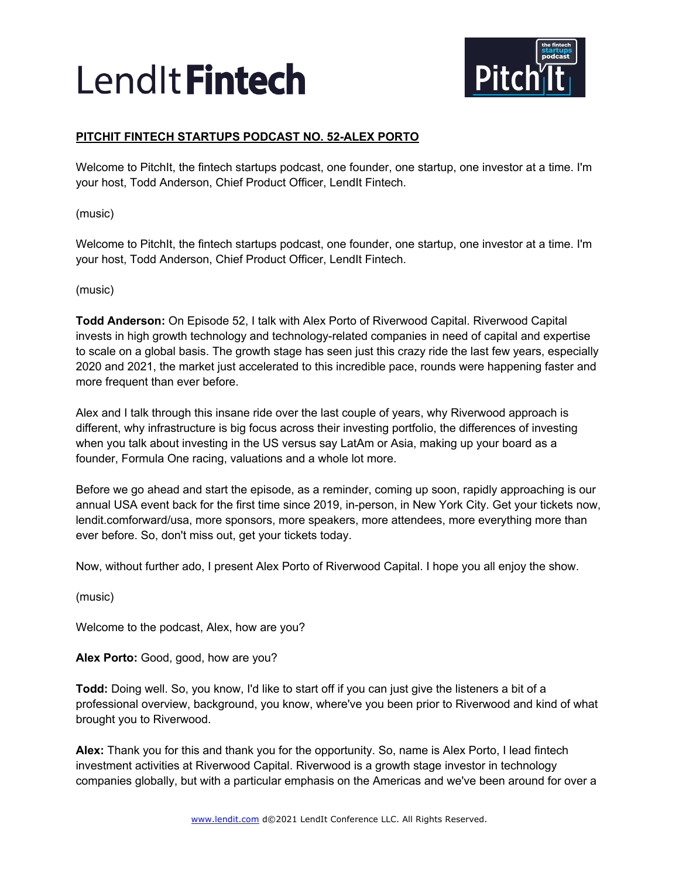**PITCHIT FINTECH STARTUPS PODCAST NO. 52-ALEX PORTO**

Welcome to PitchIt, the fintech startups podcast, one founder, one startup, one investor at a time. I'm your host, Todd Anderson, Chief Product Officer, LendIt Fintech.

(music)

Welcome to PitchIt, the fintech startups podcast, one founder, one startup, one investor at a time. I'm your host, Todd Anderson, Chief Product Officer, LendIt Fintech.

(music)

**Todd Anderson:** On Episode 52, I talk with Alex Porto of Riverwood Capital. Riverwood Capital invests in high growth technology and technology-related companies in need of capital and expertise to scale on a global basis. The growth stage has seen just this crazy ride the last few years, especially 2020 and 2021, the market just accelerated to this incredible pace, rounds were happening faster and more frequent than ever before.

Alex and I talk through this insane ride over the last couple of years, why Riverwood approach is different, why infrastructure is big focus across their investing portfolio, the differences of investing when you talk about investing in the US versus say LatAm or Asia, making up your board as a founder, Formula One racing, valuations and a whole lot more.

Before we go ahead and start the episode, as a reminder, coming up soon, rapidly approaching is our annual USA event back for the first time since 2019, in-person, in New York City. Get your tickets now, lendit.comforward/usa, more sponsors, more speakers, more attendees, more everything more than ever before. So, don't miss out, get your tickets today.

Now, without further ado, I present Alex Porto of Riverwood Capital. I hope you all enjoy the show.

(music)

Welcome to the podcast, Alex, how are you?

**Alex Porto:** Good, good, how are you?

**Todd:** Doing well. So, you know, I'd like to start off if you can just give the listeners a bit of a professional overview, background, you know, where've you been prior to Riverwood and kind of what brought you to Riverwood.

**Alex:** Thank you for this and thank you for the opportunity. So, name is Alex Porto, I lead fintech investment activities at Riverwood Capital. Riverwood is a growth stage investor in technology companies globally, but with a particular emphasis on the Americas and we've been around for over a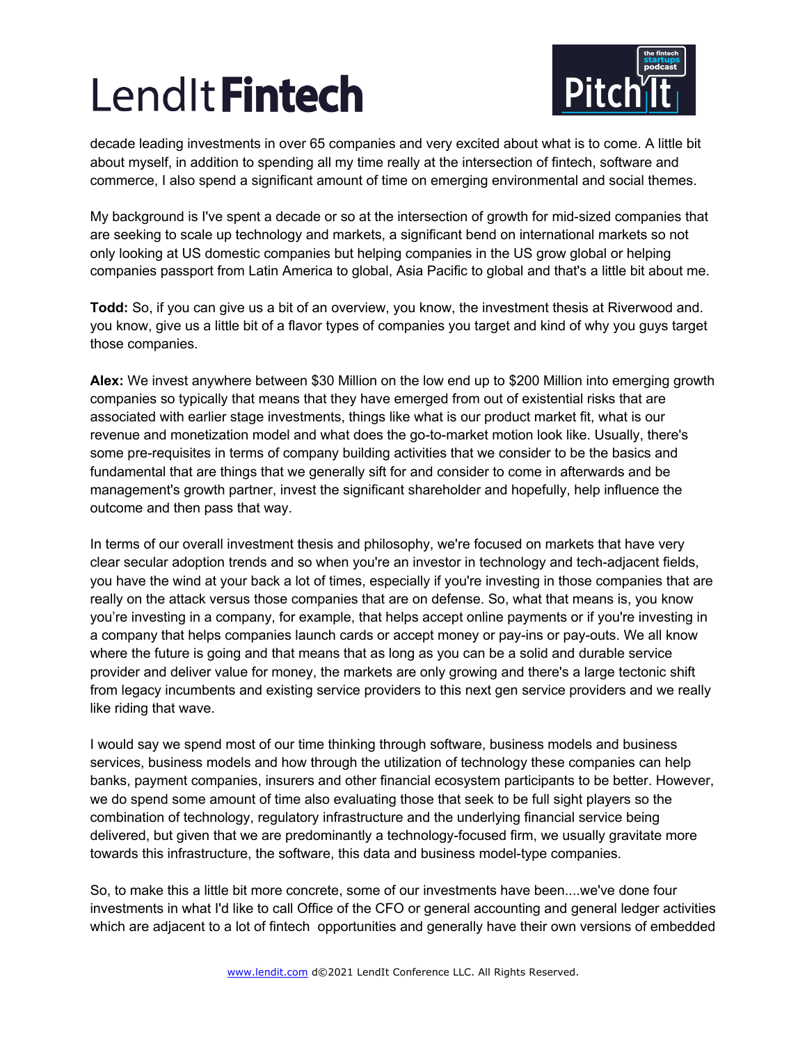decade leading investments in over 65 companies and very excited about what is to come. A little bit about myself, in addition to spending all my time really at the intersection of fintech, software and commerce, I also spend a significant amount of time on emerging environmental and social themes.

My background is I've spent a decade or so at the intersection of growth for mid-sized companies that are seeking to scale up technology and markets, a significant bend on international markets so not only looking at US domestic companies but helping companies in the US grow global or helping companies passport from Latin America to global, Asia Pacific to global and that's a little bit about me.

**Todd:** So, if you can give us a bit of an overview, you know, the investment thesis at Riverwood and. you know, give us a little bit of a flavor types of companies you target and kind of why you guys target those companies.

**Alex:** We invest anywhere between $30 Million on the low end up to $200 Million into emerging growth companies so typically that means that they have emerged from out of existential risks that are associated with earlier stage investments, things like what is our product market fit, what is our revenue and monetization model and what does the go-to-market motion look like. Usually, there's some pre-requisites in terms of company building activities that we consider to be the basics and fundamental that are things that we generally sift for and consider to come in afterwards and be management's growth partner, invest the significant shareholder and hopefully, help influence the outcome and then pass that way.

In terms of our overall investment thesis and philosophy, we're focused on markets that have very clear secular adoption trends and so when you're an investor in technology and tech-adjacent fields, you have the wind at your back a lot of times, especially if you're investing in those companies that are really on the attack versus those companies that are on defense. So, what that means is, you know you're investing in a company, for example, that helps accept online payments or if you're investing in a company that helps companies launch cards or accept money or pay-ins or pay-outs. We all know where the future is going and that means that as long as you can be a solid and durable service provider and deliver value for money, the markets are only growing and there's a large tectonic shift from legacy incumbents and existing service providers to this next gen service providers and we really like riding that wave.

I would say we spend most of our time thinking through software, business models and business services, business models and how through the utilization of technology these companies can help banks, payment companies, insurers and other financial ecosystem participants to be better. However, we do spend some amount of time also evaluating those that seek to be full sight players so the combination of technology, regulatory infrastructure and the underlying financial service being delivered, but given that we are predominantly a technology-focused firm, we usually gravitate more towards this infrastructure, the software, this data and business model-type companies.

So, to make this a little bit more concrete, some of our investments have been....we've done four investments in what I'd like to call Office of the CFO or general accounting and general ledger activities which are adjacent to a lot of fintech opportunities and generally have their own versions of embedded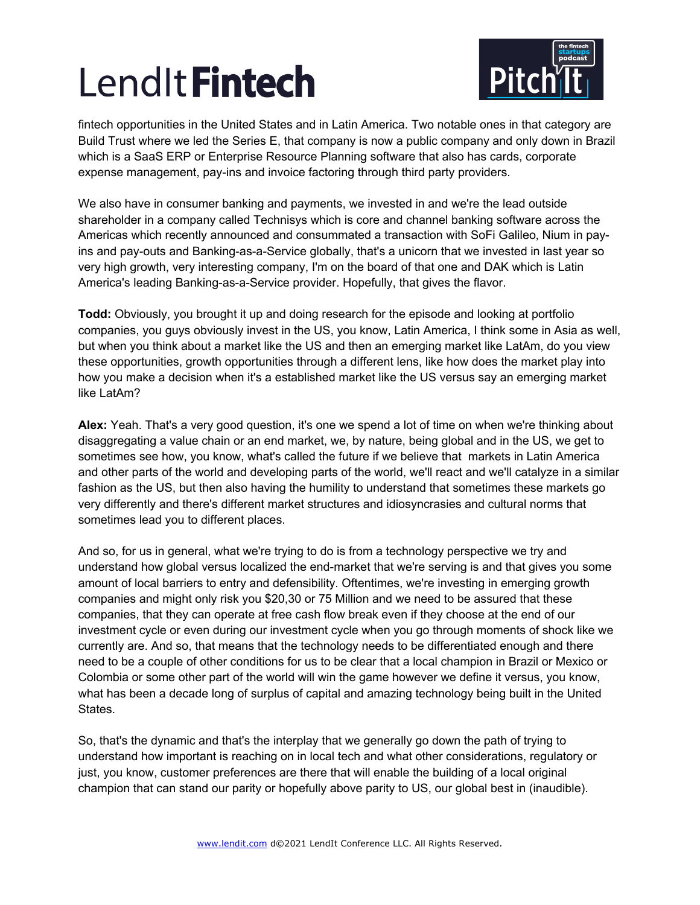fintech opportunities in the United States and in Latin America. Two notable ones in that category are Build Trust where we led the Series E, that company is now a public company and only down in Brazil which is a SaaS ERP or Enterprise Resource Planning software that also has cards, corporate expense management, pay-ins and invoice factoring through third party providers.

We also have in consumer banking and payments, we invested in and we're the lead outside shareholder in a company called Technisys which is core and channel banking software across the Americas which recently announced and consummated a transaction with SoFi Galileo, Nium in pay-ins and pay-outs and Banking-as-a-Service globally, that's a unicorn that we invested in last year so very high growth, very interesting company, I'm on the board of that one and DAK which is Latin America's leading Banking-as-a-Service provider. Hopefully, that gives the flavor.

**Todd:** Obviously, you brought it up and doing research for the episode and looking at portfolio companies, you guys obviously invest in the US, you know, Latin America, I think some in Asia as well, but when you think about a market like the US and then an emerging market like LatAm, do you view these opportunities, growth opportunities through a different lens, like how does the market play into how you make a decision when it's a established market like the US versus say an emerging market like LatAm?

**Alex:** Yeah. That's a very good question, it's one we spend a lot of time on when we're thinking about disaggregating a value chain or an end market, we, by nature, being global and in the US, we get to sometimes see how, you know, what's called the future if we believe that markets in Latin America and other parts of the world and developing parts of the world, we'll react and we'll catalyze in a similar fashion as the US, but then also having the humility to understand that sometimes these markets go very differently and there's different market structures and idiosyncrasies and cultural norms that sometimes lead you to different places.

And so, for us in general, what we're trying to do is from a technology perspective we try and understand how global versus localized the end-market that we're serving is and that gives you some amount of local barriers to entry and defensibility. Oftentimes, we're investing in emerging growth companies and might only risk you $20,30 or 75 Million and we need to be assured that these companies, that they can operate at free cash flow break even if they choose at the end of our investment cycle or even during our investment cycle when you go through moments of shock like we currently are. And so, that means that the technology needs to be differentiated enough and there need to be a couple of other conditions for us to be clear that a local champion in Brazil or Mexico or Colombia or some other part of the world will win the game however we define it versus, you know, what has been a decade long of surplus of capital and amazing technology being built in the United States.

So, that's the dynamic and that's the interplay that we generally go down the path of trying to understand how important is reaching on in local tech and what other considerations, regulatory or just, you know, customer preferences are there that will enable the building of a local original champion that can stand our parity or hopefully above parity to US, our global best in (inaudible).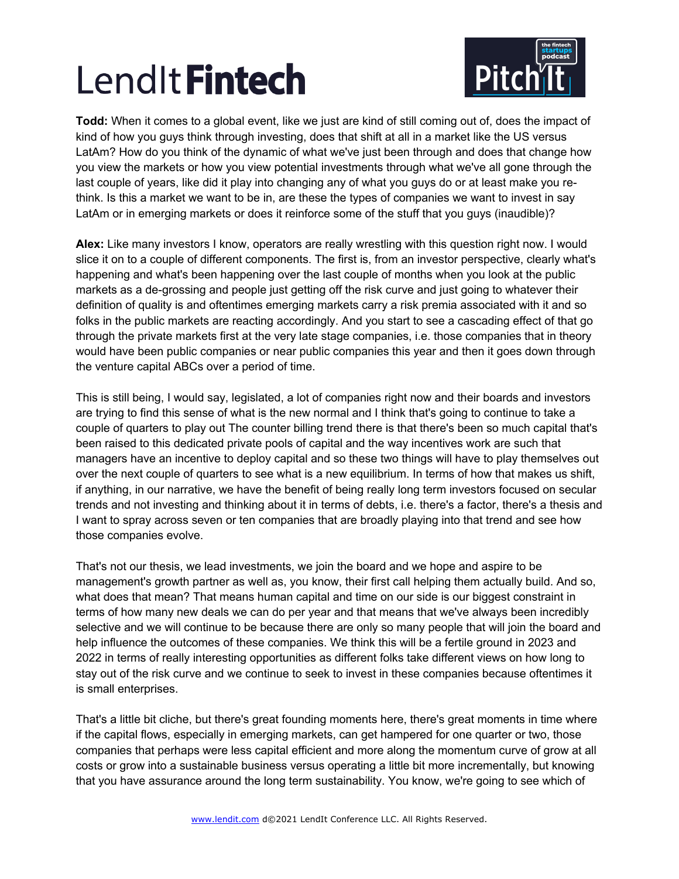**Todd:** When it comes to a global event, like we just are kind of still coming out of, does the impact of kind of how you guys think through investing, does that shift at all in a market like the US versus LatAm? How do you think of the dynamic of what we've just been through and does that change how you view the markets or how you view potential investments through what we've all gone through the last couple of years, like did it play into changing any of what you guys do or at least make you re-think. Is this a market we want to be in, are these the types of companies we want to invest in say LatAm or in emerging markets or does it reinforce some of the stuff that you guys (inaudible)?

**Alex:** Like many investors I know, operators are really wrestling with this question right now. I would slice it on to a couple of different components. The first is, from an investor perspective, clearly what's happening and what's been happening over the last couple of months when you look at the public markets as a de-grossing and people just getting off the risk curve and just going to whatever their definition of quality is and oftentimes emerging markets carry a risk premia associated with it and so folks in the public markets are reacting accordingly. And you start to see a cascading effect of that go through the private markets first at the very late stage companies, i.e. those companies that in theory would have been public companies or near public companies this year and then it goes down through the venture capital ABCs over a period of time.

This is still being, I would say, legislated, a lot of companies right now and their boards and investors are trying to find this sense of what is the new normal and I think that's going to continue to take a couple of quarters to play out The counter billing trend there is that there's been so much capital that's been raised to this dedicated private pools of capital and the way incentives work are such that managers have an incentive to deploy capital and so these two things will have to play themselves out over the next couple of quarters to see what is a new equilibrium. In terms of how that makes us shift, if anything, in our narrative, we have the benefit of being really long term investors focused on secular trends and not investing and thinking about it in terms of debts, i.e. there's a factor, there's a thesis and I want to spray across seven or ten companies that are broadly playing into that trend and see how those companies evolve.

That's not our thesis, we lead investments, we join the board and we hope and aspire to be management's growth partner as well as, you know, their first call helping them actually build. And so, what does that mean? That means human capital and time on our side is our biggest constraint in terms of how many new deals we can do per year and that means that we've always been incredibly selective and we will continue to be because there are only so many people that will join the board and help influence the outcomes of these companies. We think this will be a fertile ground in 2023 and 2022 in terms of really interesting opportunities as different folks take different views on how long to stay out of the risk curve and we continue to seek to invest in these companies because oftentimes it is small enterprises.

That's a little bit cliche, but there's great founding moments here, there's great moments in time where if the capital flows, especially in emerging markets, can get hampered for one quarter or two, those companies that perhaps were less capital efficient and more along the momentum curve of grow at all costs or grow into a sustainable business versus operating a little bit more incrementally, but knowing that you have assurance around the long term sustainability. You know, we're going to see which of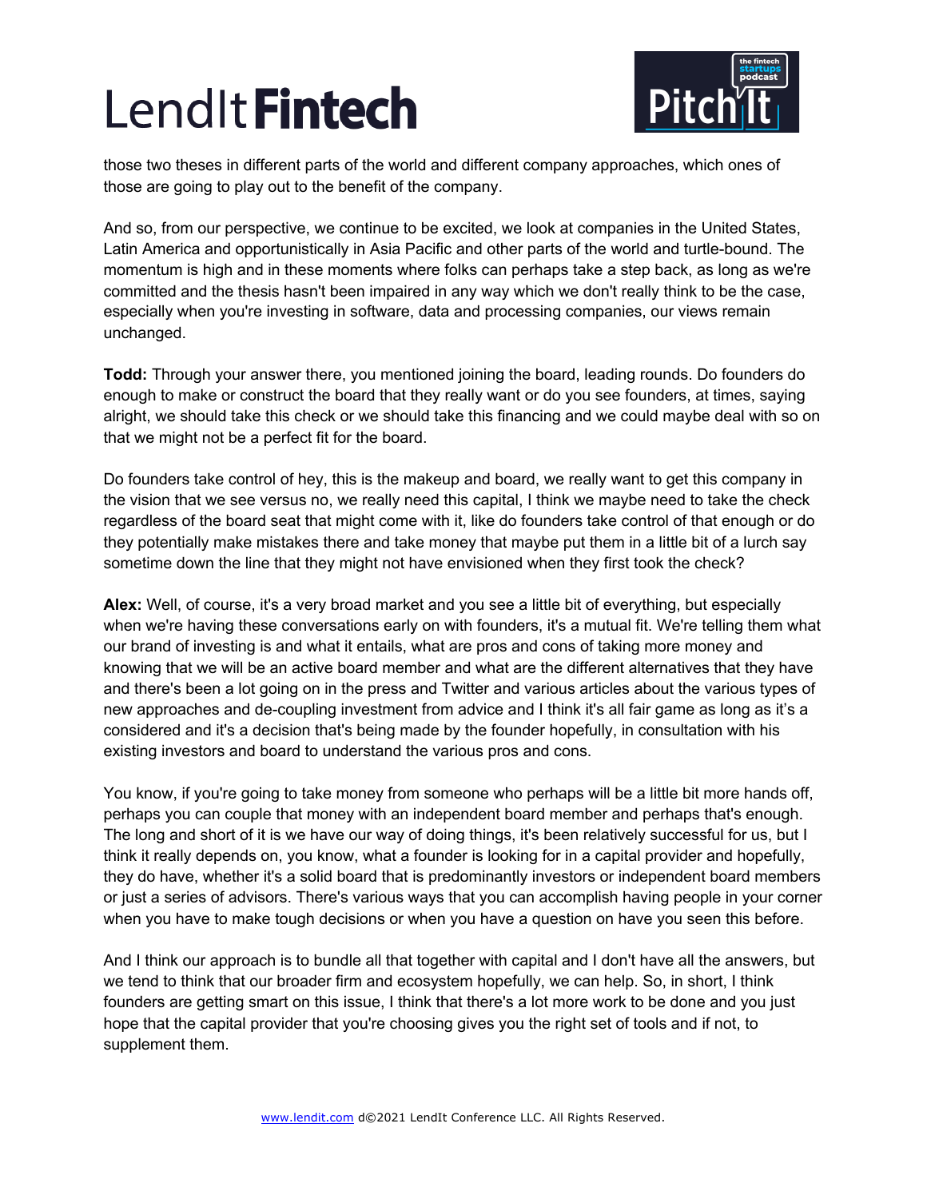those two theses in different parts of the world and different company approaches, which ones of those are going to play out to the benefit of the company.

And so, from our perspective, we continue to be excited, we look at companies in the United States, Latin America and opportunistically in Asia Pacific and other parts of the world and turtle-bound. The momentum is high and in these moments where folks can perhaps take a step back, as long as we're committed and the thesis hasn't been impaired in any way which we don't really think to be the case, especially when you're investing in software, data and processing companies, our views remain unchanged.

**Todd:** Through your answer there, you mentioned joining the board, leading rounds. Do founders do enough to make or construct the board that they really want or do you see founders, at times, saying alright, we should take this check or we should take this financing and we could maybe deal with so on that we might not be a perfect fit for the board.

Do founders take control of hey, this is the makeup and board, we really want to get this company in the vision that we see versus no, we really need this capital, I think we maybe need to take the check regardless of the board seat that might come with it, like do founders take control of that enough or do they potentially make mistakes there and take money that maybe put them in a little bit of a lurch say sometime down the line that they might not have envisioned when they first took the check?

**Alex:** Well, of course, it's a very broad market and you see a little bit of everything, but especially when we're having these conversations early on with founders, it's a mutual fit. We're telling them what our brand of investing is and what it entails, what are pros and cons of taking more money and knowing that we will be an active board member and what are the different alternatives that they have and there's been a lot going on in the press and Twitter and various articles about the various types of new approaches and de-coupling investment from advice and I think it's all fair game as long as it's a considered and it's a decision that's being made by the founder hopefully, in consultation with his existing investors and board to understand the various pros and cons.

You know, if you're going to take money from someone who perhaps will be a little bit more hands off, perhaps you can couple that money with an independent board member and perhaps that's enough. The long and short of it is we have our way of doing things, it's been relatively successful for us, but I think it really depends on, you know, what a founder is looking for in a capital provider and hopefully, they do have, whether it's a solid board that is predominantly investors or independent board members or just a series of advisors. There's various ways that you can accomplish having people in your corner when you have to make tough decisions or when you have a question on have you seen this before.

And I think our approach is to bundle all that together with capital and I don't have all the answers, but we tend to think that our broader firm and ecosystem hopefully, we can help. So, in short, I think founders are getting smart on this issue, I think that there's a lot more work to be done and you just hope that the capital provider that you're choosing gives you the right set of tools and if not, to supplement them.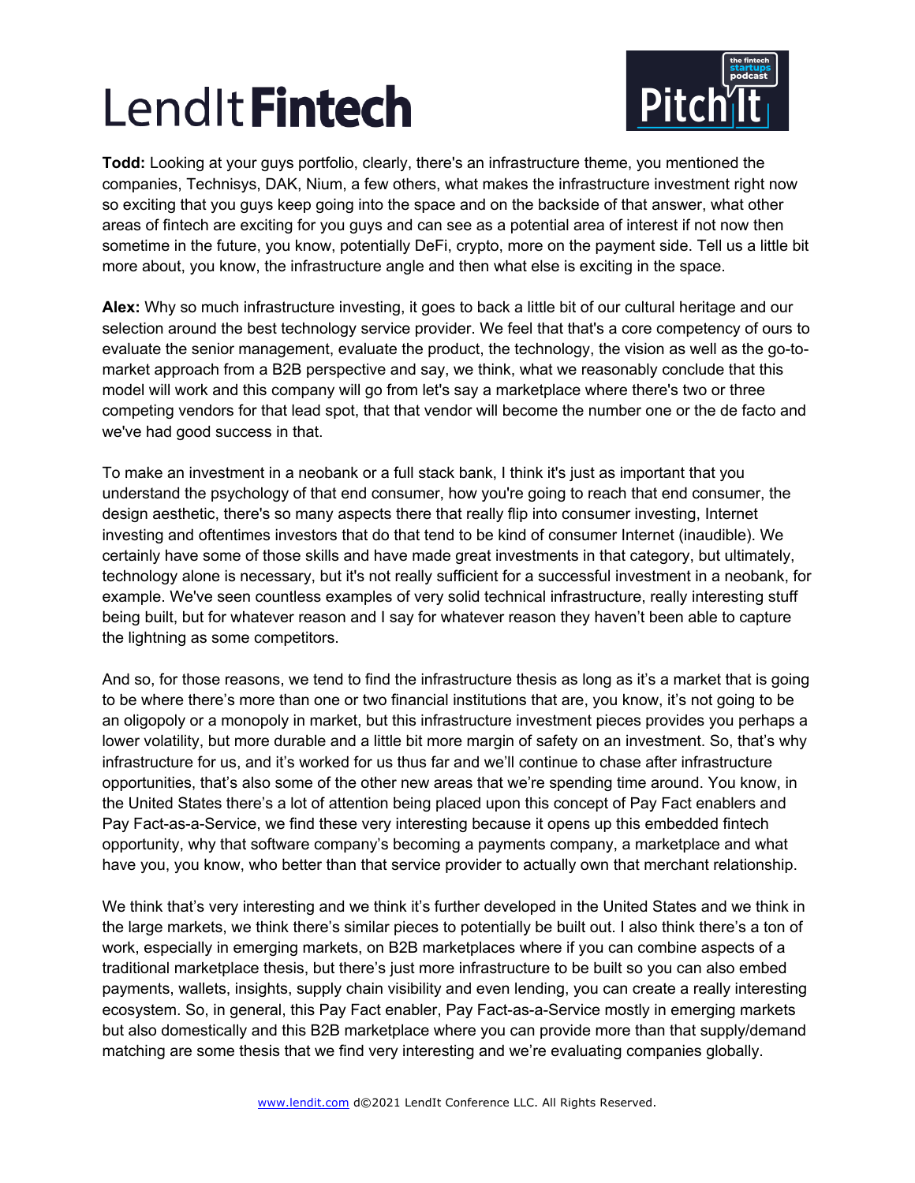**Todd:** Looking at your guys portfolio, clearly, there's an infrastructure theme, you mentioned the companies, Technisys, DAK, Nium, a few others, what makes the infrastructure investment right now so exciting that you guys keep going into the space and on the backside of that answer, what other areas of fintech are exciting for you guys and can see as a potential area of interest if not now then sometime in the future, you know, potentially DeFi, crypto, more on the payment side. Tell us a little bit more about, you know, the infrastructure angle and then what else is exciting in the space.

**Alex:** Why so much infrastructure investing, it goes to back a little bit of our cultural heritage and our selection around the best technology service provider. We feel that that's a core competency of ours to evaluate the senior management, evaluate the product, the technology, the vision as well as the go-to-market approach from a B2B perspective and say, we think, what we reasonably conclude that this model will work and this company will go from let's say a marketplace where there's two or three competing vendors for that lead spot, that that vendor will become the number one or the de facto and we've had good success in that.

To make an investment in a neobank or a full stack bank, I think it's just as important that you understand the psychology of that end consumer, how you're going to reach that end consumer, the design aesthetic, there's so many aspects there that really flip into consumer investing, Internet investing and oftentimes investors that do that tend to be kind of consumer Internet (inaudible). We certainly have some of those skills and have made great investments in that category, but ultimately, technology alone is necessary, but it's not really sufficient for a successful investment in a neobank, for example. We've seen countless examples of very solid technical infrastructure, really interesting stuff being built, but for whatever reason and I say for whatever reason they haven't been able to capture the lightning as some competitors.

And so, for those reasons, we tend to find the infrastructure thesis as long as it's a market that is going to be where there's more than one or two financial institutions that are, you know, it's not going to be an oligopoly or a monopoly in market, but this infrastructure investment pieces provides you perhaps a lower volatility, but more durable and a little bit more margin of safety on an investment. So, that's why infrastructure for us, and it's worked for us thus far and we'll continue to chase after infrastructure opportunities, that's also some of the other new areas that we're spending time around. You know, in the United States there's a lot of attention being placed upon this concept of Pay Fact enablers and Pay Fact-as-a-Service, we find these very interesting because it opens up this embedded fintech opportunity, why that software company's becoming a payments company, a marketplace and what have you, you know, who better than that service provider to actually own that merchant relationship.

We think that's very interesting and we think it's further developed in the United States and we think in the large markets, we think there's similar pieces to potentially be built out. I also think there's a ton of work, especially in emerging markets, on B2B marketplaces where if you can combine aspects of a traditional marketplace thesis, but there's just more infrastructure to be built so you can also embed payments, wallets, insights, supply chain visibility and even lending, you can create a really interesting ecosystem. So, in general, this Pay Fact enabler, Pay Fact-as-a-Service mostly in emerging markets but also domestically and this B2B marketplace where you can provide more than that supply/demand matching are some thesis that we find very interesting and we're evaluating companies globally.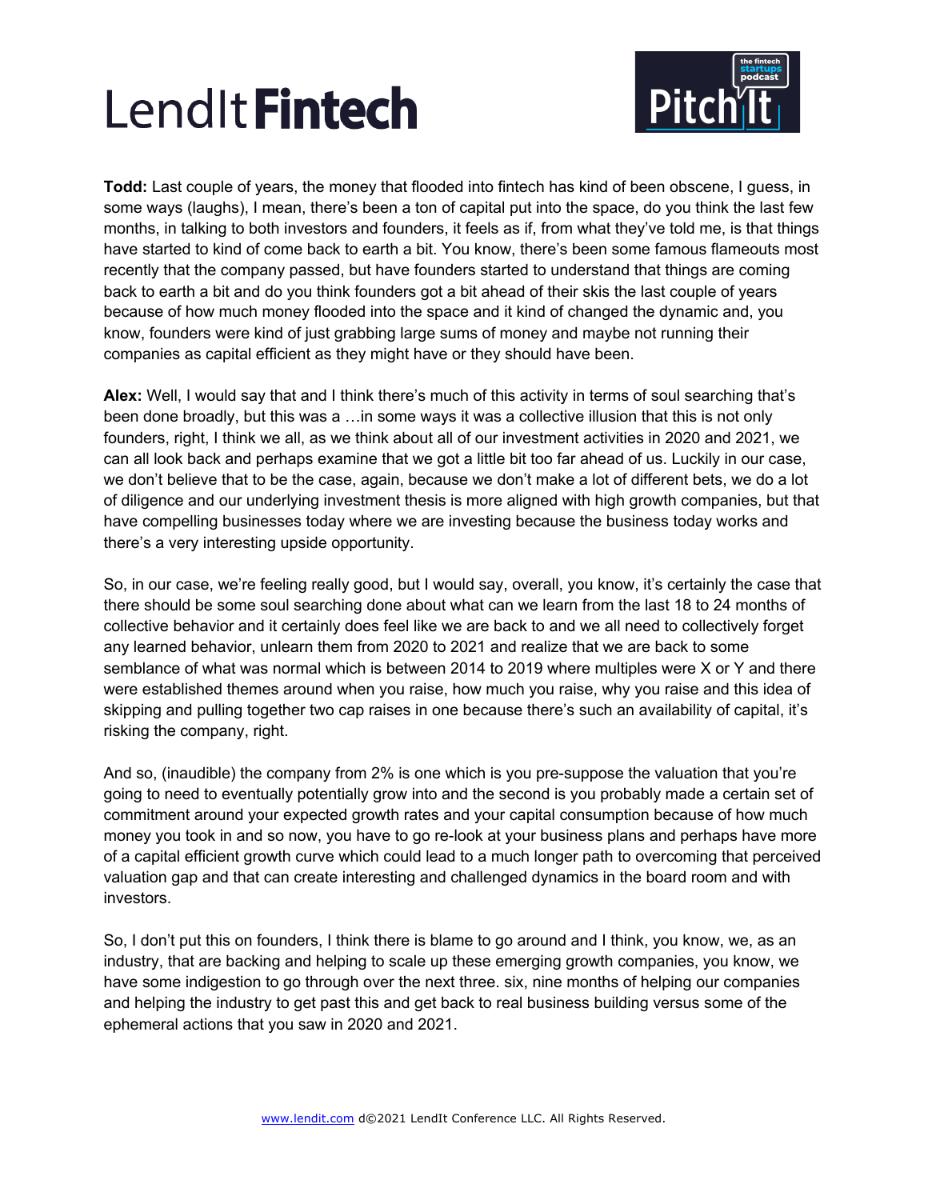**Todd:** Last couple of years, the money that flooded into fintech has kind of been obscene, I guess, in some ways (laughs), I mean, there's been a ton of capital put into the space, do you think the last few months, in talking to both investors and founders, it feels as if, from what they've told me, is that things have started to kind of come back to earth a bit. You know, there's been some famous flameouts most recently that the company passed, but have founders started to understand that things are coming back to earth a bit and do you think founders got a bit ahead of their skis the last couple of years because of how much money flooded into the space and it kind of changed the dynamic and, you know, founders were kind of just grabbing large sums of money and maybe not running their companies as capital efficient as they might have or they should have been.

**Alex:** Well, I would say that and I think there's much of this activity in terms of soul searching that's been done broadly, but this was a …in some ways it was a collective illusion that this is not only founders, right, I think we all, as we think about all of our investment activities in 2020 and 2021, we can all look back and perhaps examine that we got a little bit too far ahead of us. Luckily in our case, we don't believe that to be the case, again, because we don't make a lot of different bets, we do a lot of diligence and our underlying investment thesis is more aligned with high growth companies, but that have compelling businesses today where we are investing because the business today works and there's a very interesting upside opportunity.

So, in our case, we're feeling really good, but I would say, overall, you know, it's certainly the case that there should be some soul searching done about what can we learn from the last 18 to 24 months of collective behavior and it certainly does feel like we are back to and we all need to collectively forget any learned behavior, unlearn them from 2020 to 2021 and realize that we are back to some semblance of what was normal which is between 2014 to 2019 where multiples were X or Y and there were established themes around when you raise, how much you raise, why you raise and this idea of skipping and pulling together two cap raises in one because there's such an availability of capital, it's risking the company, right.

And so, (inaudible) the company from 2% is one which is you pre-suppose the valuation that you're going to need to eventually potentially grow into and the second is you probably made a certain set of commitment around your expected growth rates and your capital consumption because of how much money you took in and so now, you have to go re-look at your business plans and perhaps have more of a capital efficient growth curve which could lead to a much longer path to overcoming that perceived valuation gap and that can create interesting and challenged dynamics in the board room and with investors.

So, I don't put this on founders, I think there is blame to go around and I think, you know, we, as an industry, that are backing and helping to scale up these emerging growth companies, you know, we have some indigestion to go through over the next three. six, nine months of helping our companies and helping the industry to get past this and get back to real business building versus some of the ephemeral actions that you saw in 2020 and 2021.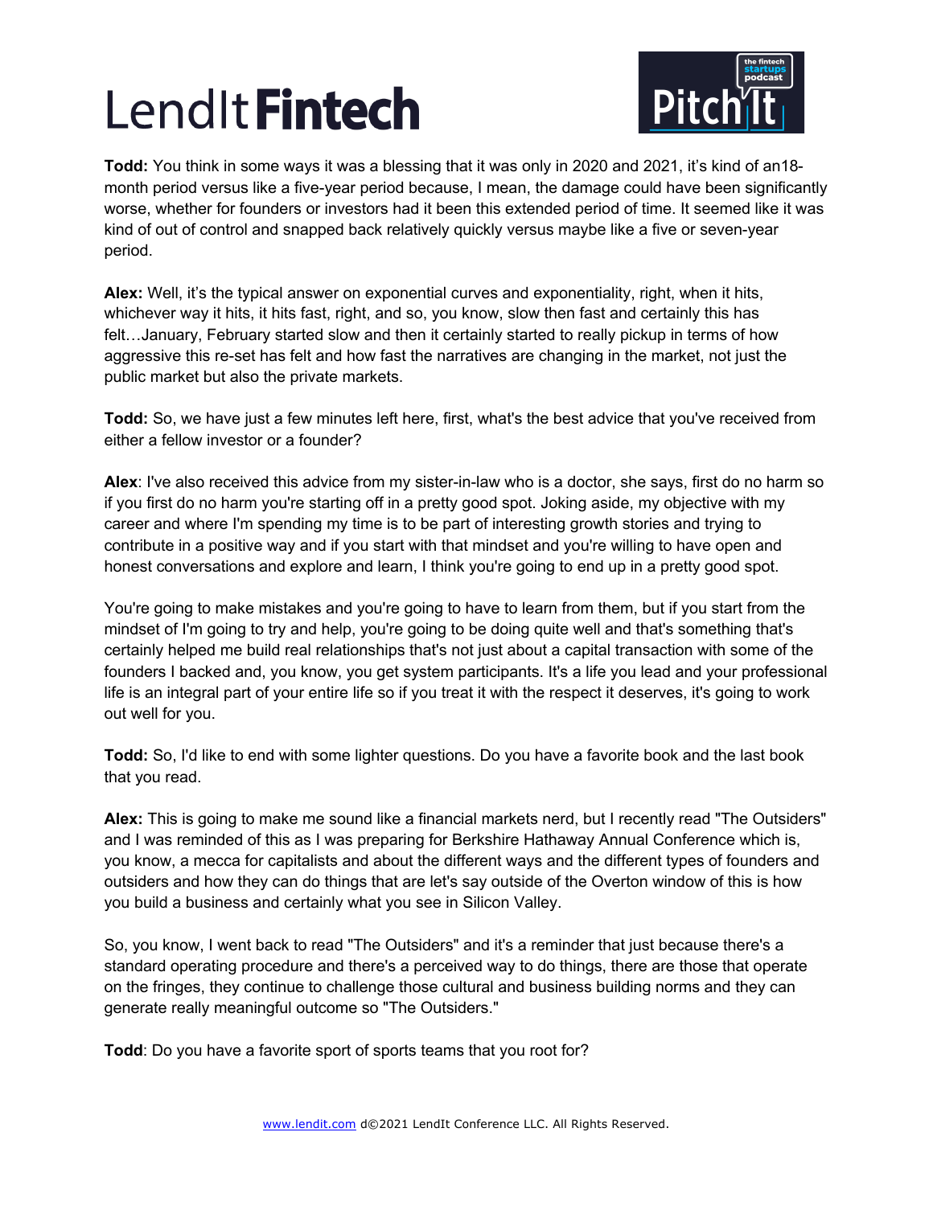**Todd:** You think in some ways it was a blessing that it was only in 2020 and 2021, it's kind of an18-month period versus like a five-year period because, I mean, the damage could have been significantly worse, whether for founders or investors had it been this extended period of time. It seemed like it was kind of out of control and snapped back relatively quickly versus maybe like a five or seven-year period.

**Alex:** Well, it's the typical answer on exponential curves and exponentiality, right, when it hits, whichever way it hits, it hits fast, right, and so, you know, slow then fast and certainly this has felt…January, February started slow and then it certainly started to really pickup in terms of how aggressive this re-set has felt and how fast the narratives are changing in the market, not just the public market but also the private markets.

**Todd:** So, we have just a few minutes left here, first, what's the best advice that you've received from either a fellow investor or a founder?

**Alex**: I've also received this advice from my sister-in-law who is a doctor, she says, first do no harm so if you first do no harm you're starting off in a pretty good spot. Joking aside, my objective with my career and where I'm spending my time is to be part of interesting growth stories and trying to contribute in a positive way and if you start with that mindset and you're willing to have open and honest conversations and explore and learn, I think you're going to end up in a pretty good spot.

You're going to make mistakes and you're going to have to learn from them, but if you start from the mindset of I'm going to try and help, you're going to be doing quite well and that's something that's certainly helped me build real relationships that's not just about a capital transaction with some of the founders I backed and, you know, you get system participants. It's a life you lead and your professional life is an integral part of your entire life so if you treat it with the respect it deserves, it's going to work out well for you.

**Todd:** So, I'd like to end with some lighter questions. Do you have a favorite book and the last book that you read.

**Alex:** This is going to make me sound like a financial markets nerd, but I recently read "The Outsiders" and I was reminded of this as I was preparing for Berkshire Hathaway Annual Conference which is, you know, a mecca for capitalists and about the different ways and the different types of founders and outsiders and how they can do things that are let's say outside of the Overton window of this is how you build a business and certainly what you see in Silicon Valley.

So, you know, I went back to read "The Outsiders" and it's a reminder that just because there's a standard operating procedure and there's a perceived way to do things, there are those that operate on the fringes, they continue to challenge those cultural and business building norms and they can generate really meaningful outcome so "The Outsiders."

**Todd**: Do you have a favorite sport of sports teams that you root for?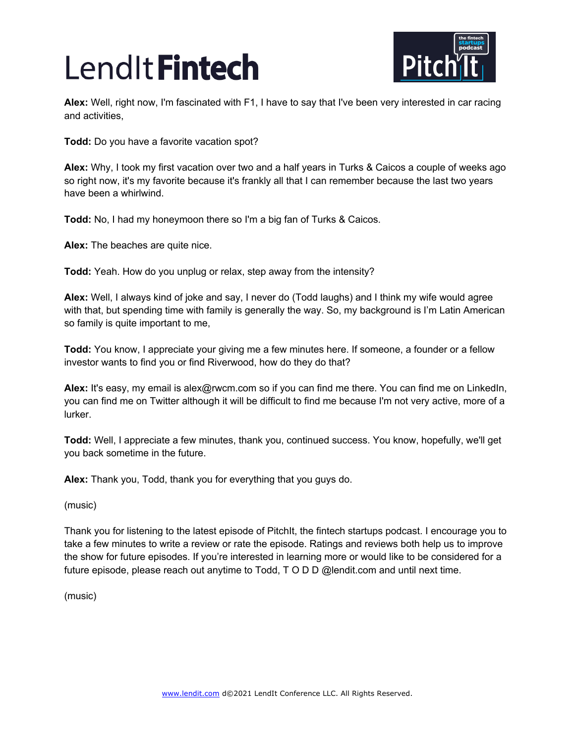**Alex:** Well, right now, I'm fascinated with F1, I have to say that I've been very interested in car racing and activities,

**Todd:** Do you have a favorite vacation spot?

**Alex:** Why, I took my first vacation over two and a half years in Turks & Caicos a couple of weeks ago so right now, it's my favorite because it's frankly all that I can remember because the last two years have been a whirlwind.

**Todd:** No, I had my honeymoon there so I'm a big fan of Turks & Caicos.

**Alex:** The beaches are quite nice.

**Todd:** Yeah. How do you unplug or relax, step away from the intensity?

**Alex:** Well, I always kind of joke and say, I never do (Todd laughs) and I think my wife would agree with that, but spending time with family is generally the way. So, my background is I'm Latin American so family is quite important to me,

**Todd:** You know, I appreciate your giving me a few minutes here. If someone, a founder or a fellow investor wants to find you or find Riverwood, how do they do that?

**Alex:** It's easy, my email is alex@rwcm.com so if you can find me there. You can find me on LinkedIn, you can find me on Twitter although it will be difficult to find me because I'm not very active, more of a lurker.

**Todd:** Well, I appreciate a few minutes, thank you, continued success. You know, hopefully, we'll get you back sometime in the future.

**Alex:** Thank you, Todd, thank you for everything that you guys do.

(music)

Thank you for listening to the latest episode of PitchIt, the fintech startups podcast. I encourage you to take a few minutes to write a review or rate the episode. Ratings and reviews both help us to improve the show for future episodes. If you're interested in learning more or would like to be considered for a future episode, please reach out anytime to Todd, T O D D @lendit.com and until next time.

(music)